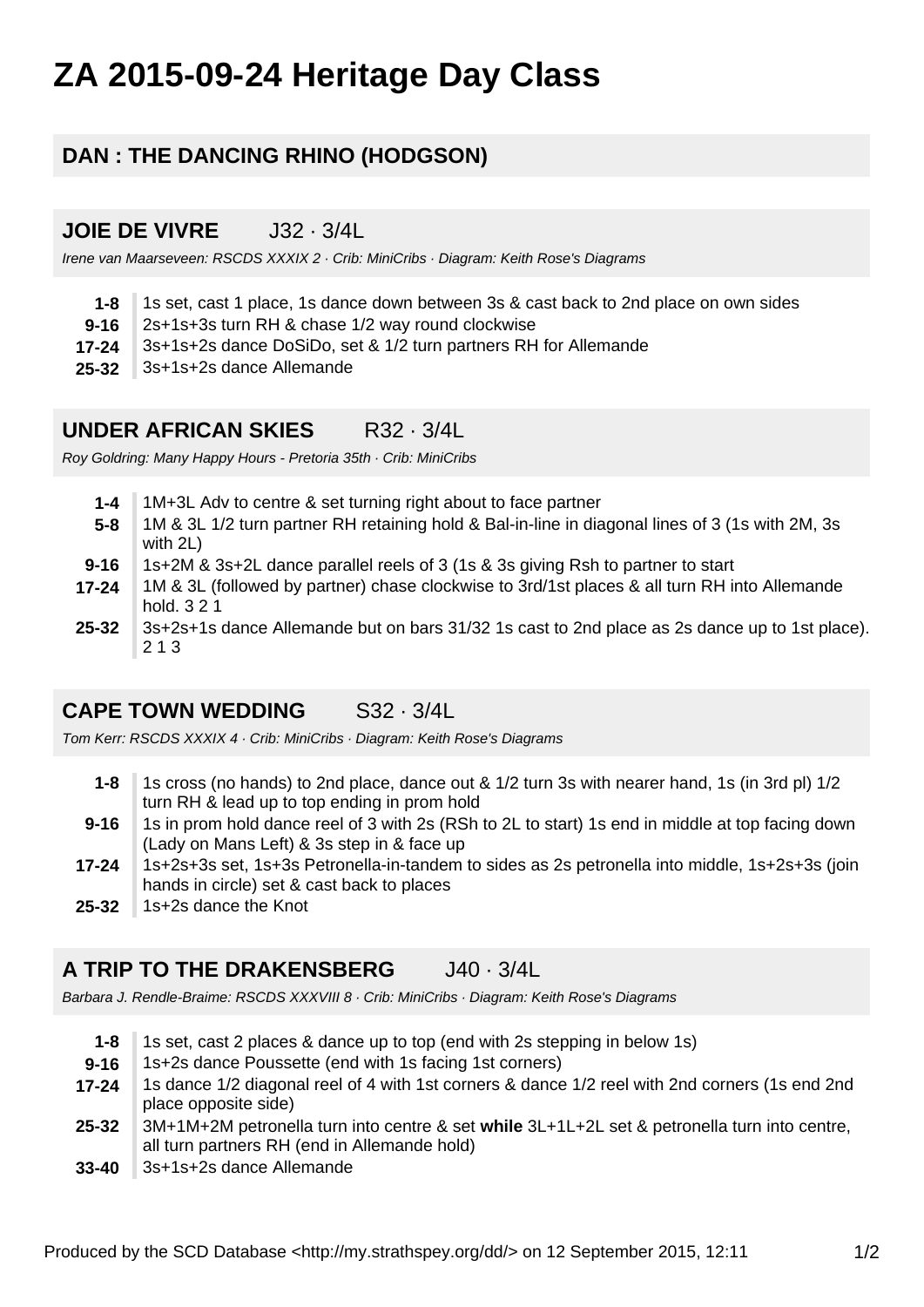# ZA 2015-09-24 Heritage Day Class

## DAN : THE DANCING RHINO (HODGSON)

## JOIE DE VIVRE J32 · 3/4L

*Irene van Maarseveen: RSCDS XXXIX 2 · Crib: MiniCribs · Diagram: Keith Rose's Diagrams*

| | |
|---|---|
| **1-8** | 1s set, cast 1 place, 1s dance down between 3s & cast back to 2nd place on own sides |
| **9-16** | 2s+1s+3s turn RH & chase 1/2 way round clockwise |
| **17-24** | 3s+1s+2s dance DoSiDo, set & 1/2 turn partners RH for Allemande |
| **25-32** | 3s+1s+2s dance Allemande |

## UNDER AFRICAN SKIES R32 · 3/4L

*Roy Goldring: Many Happy Hours - Pretoria 35th · Crib: MiniCribs*

| | |
|---|---|
| **1-4** | 1M+3L Adv to centre & set turning right about to face partner |
| **5-8** | 1M & 3L 1/2 turn partner RH retaining hold & Bal-in-line in diagonal lines of 3 (1s with 2M, 3s with 2L) |
| **9-16** | 1s+2M & 3s+2L dance parallel reels of 3 (1s & 3s giving Rsh to partner to start |
| **17-24** | 1M & 3L (followed by partner) chase clockwise to 3rd/1st places & all turn RH into Allemande hold. 3 2 1 |
| **25-32** | 3s+2s+1s dance Allemande but on bars 31/32 1s cast to 2nd place as 2s dance up to 1st place). 2 1 3 |

## CAPE TOWN WEDDING S32 · 3/4L

*Tom Kerr: RSCDS XXXIX 4 · Crib: MiniCribs · Diagram: Keith Rose's Diagrams*

| | |
|---|---|
| **1-8** | 1s cross (no hands) to 2nd place, dance out & 1/2 turn 3s with nearer hand, 1s (in 3rd pl) 1/2 turn RH & lead up to top ending in prom hold |
| **9-16** | 1s in prom hold dance reel of 3 with 2s (RSh to 2L to start) 1s end in middle at top facing down (Lady on Mans Left) & 3s step in & face up |
| **17-24** | 1s+2s+3s set, 1s+3s Petronella-in-tandem to sides as 2s petronella into middle, 1s+2s+3s (join hands in circle) set & cast back to places |
| **25-32** | 1s+2s dance the Knot |

## A TRIP TO THE DRAKENSBERG J40 · 3/4L

*Barbara J. Rendle-Braime: RSCDS XXXVIII 8 · Crib: MiniCribs · Diagram: Keith Rose's Diagrams*

| | |
|---|---|
| **1-8** | 1s set, cast 2 places & dance up to top (end with 2s stepping in below 1s) |
| **9-16** | 1s+2s dance Poussette (end with 1s facing 1st corners) |
| **17-24** | 1s dance 1/2 diagonal reel of 4 with 1st corners & dance 1/2 reel with 2nd corners (1s end 2nd place opposite side) |
| **25-32** | 3M+1M+2M petronella turn into centre & set **while** 3L+1L+2L set & petronella turn into centre, all turn partners RH (end in Allemande hold) |
| **33-40** | 3s+1s+2s dance Allemande |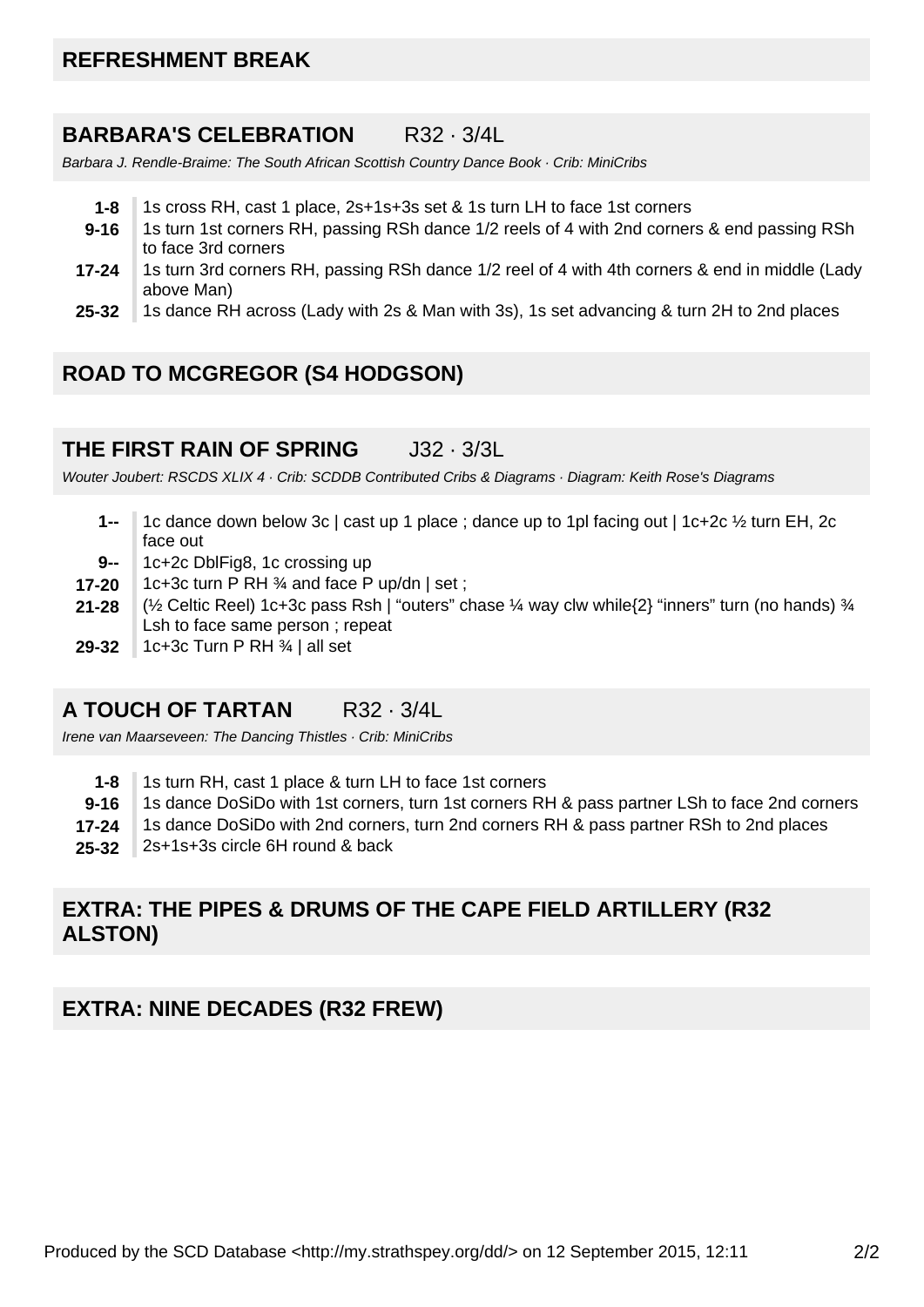## REFRESHMENT BREAK

## BARBARA'S CELEBRATION R32 · 3/4L

*Barbara J. Rendle-Braime: The South African Scottish Country Dance Book · Crib: MiniCribs*

| | |
|---|---|
| **1-8** | 1s cross RH, cast 1 place, 2s+1s+3s set & 1s turn LH to face 1st corners |
| **9-16** | 1s turn 1st corners RH, passing RSh dance 1/2 reels of 4 with 2nd corners & end passing RSh to face 3rd corners |
| **17-24** | 1s turn 3rd corners RH, passing RSh dance 1/2 reel of 4 with 4th corners & end in middle (Lady above Man) |
| **25-32** | 1s dance RH across (Lady with 2s & Man with 3s), 1s set advancing & turn 2H to 2nd places |

## ROAD TO MCGREGOR (S4 HODGSON)

## THE FIRST RAIN OF SPRING J32 · 3/3L

*Wouter Joubert: RSCDS XLIX 4 · Crib: SCDDB Contributed Cribs & Diagrams · Diagram: Keith Rose's Diagrams*

| | |
|---|---|
| **1--** | 1c dance down below 3c \| cast up 1 place ; dance up to 1pl facing out \| 1c+2c ½ turn EH, 2c face out |
| **9--** | 1c+2c DblFig8, 1c crossing up |
| **17-20** | 1c+3c turn P RH ¾ and face P up/dn \| set ; |
| **21-28** | (½ Celtic Reel) 1c+3c pass Rsh \| "outers" chase ¼ way clw while{2} "inners" turn (no hands) ¾ Lsh to face same person ; repeat |
| **29-32** | 1c+3c Turn P RH ¾ \| all set |

## A TOUCH OF TARTAN R32 · 3/4L

*Irene van Maarseveen: The Dancing Thistles · Crib: MiniCribs*

| | |
|---|---|
| **1-8** | 1s turn RH, cast 1 place & turn LH to face 1st corners |
| **9-16** | 1s dance DoSiDo with 1st corners, turn 1st corners RH & pass partner LSh to face 2nd corners |
| **17-24** | 1s dance DoSiDo with 2nd corners, turn 2nd corners RH & pass partner RSh to 2nd places |
| **25-32** | 2s+1s+3s circle 6H round & back |

## EXTRA: THE PIPES & DRUMS OF THE CAPE FIELD ARTILLERY (R32 ALSTON)

## EXTRA: NINE DECADES (R32 FREW)

Produced by the SCD Database <http://my.strathspey.org/dd/> on 12 September 2015, 12:11